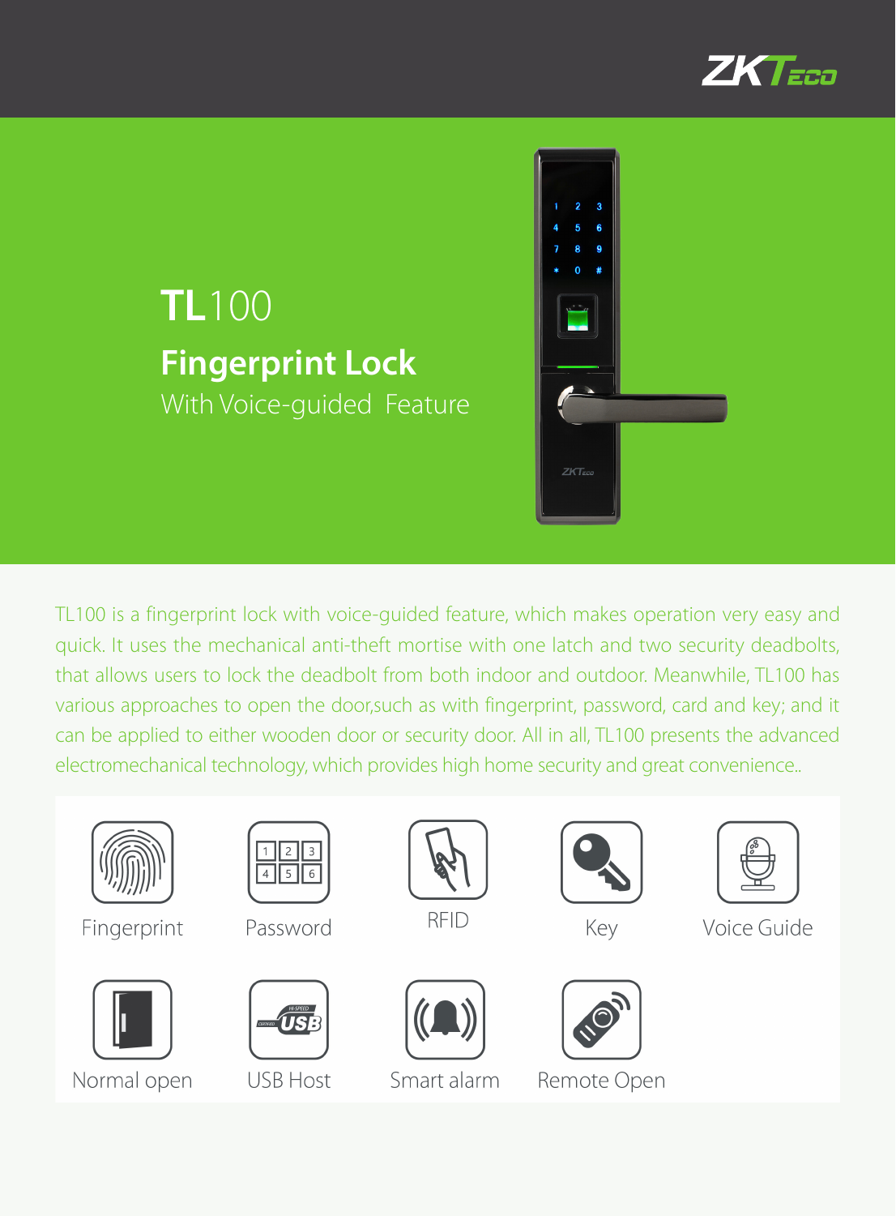# TL100

## Fingerprint Lock

With Voice-guided Feature

TL100 is a fingerprint lock with voice-guided feature, which makes operation very easy and quick. It uses the mechanical anti-theft mortise with one latch and two security deadbolts, that allows users to lock the deadbolt from both indoor and outdoor. Meanwhile, TL100 has various approaches to open the door,such as with fingerprint, password, card and key; and it can be applied to either wooden door or security door. All in all, TL100 presents the advanced electromechanical technology, which provides high home security and great convenience..

- Fingerprint
- Password
- RFID
- Key
- Voice Guide
- Normal open
- USB Host
- Smart alarm
- Remote Open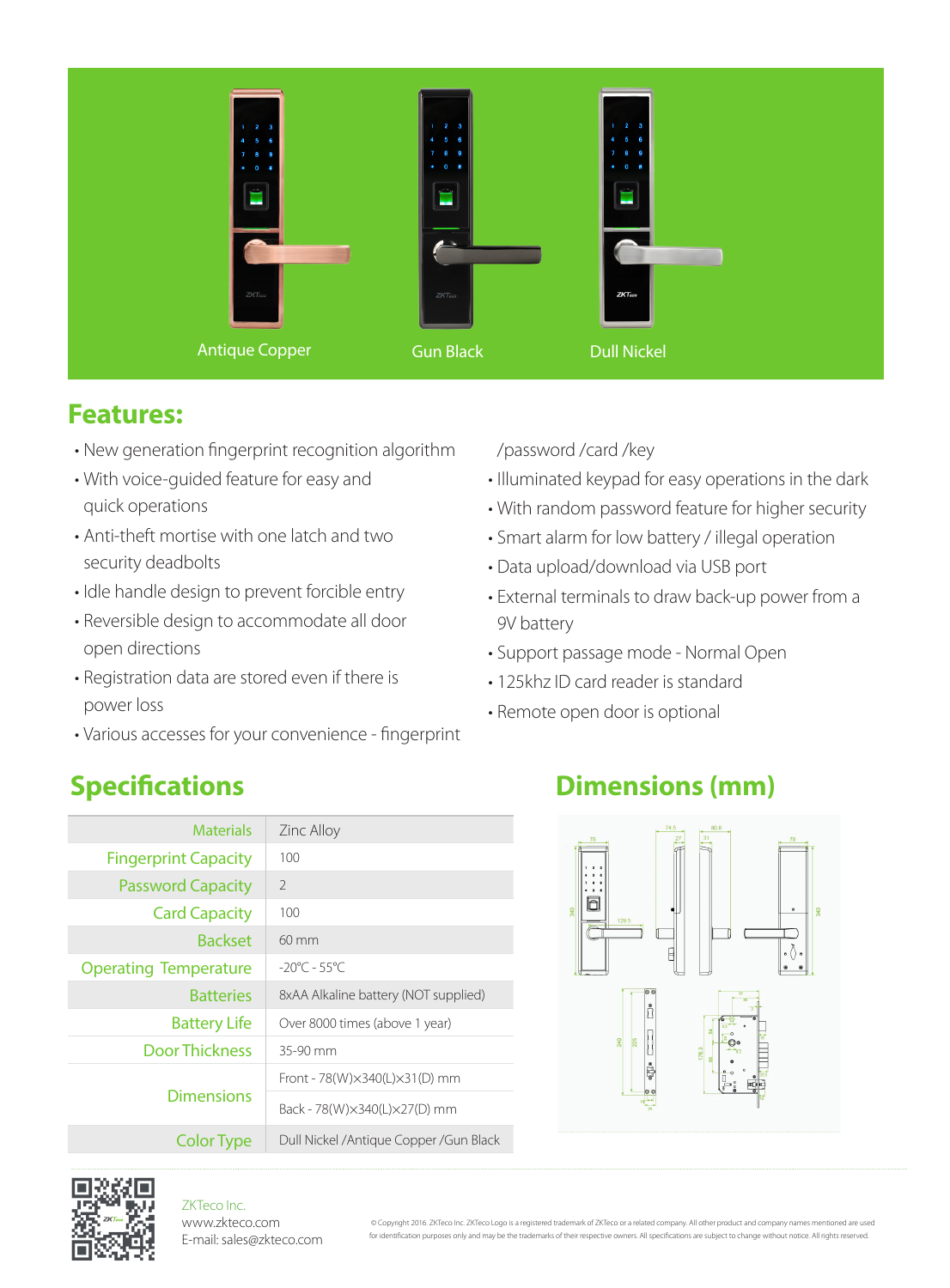Antique Copper

Gun Black

Dull Nickel

## Features:

- New generation fingerprint recognition algorithm
- With voice-guided feature for easy and quick operations
- Anti-theft mortise with one latch and two security deadbolts
- Idle handle design to prevent forcible entry
- Reversible design to accommodate all door open directions
- Registration data are stored even if there is power loss
- Various accesses for your convenience - fingerprint /password /card /key
- Illuminated keypad for easy operations in the dark
- With random password feature for higher security
- Smart alarm for low battery / illegal operation
- Data upload/download via USB port
- External terminals to draw back-up power from a 9V battery
- Support passage mode - Normal Open
- 125khz ID card reader is standard
- Remote open door is optional

## Specifications

| | |
|---|---|
| Materials | Zinc Alloy |
| Fingerprint Capacity | 100 |
| Password Capacity | 2 |
| Card Capacity | 100 |
| Backset | 60 mm |
| Operating Temperature | -20°C - 55°C |
| Batteries | 8xAA Alkaline battery (NOT supplied) |
| Battery Life | Over 8000 times (above 1 year) |
| Door Thickness | 35-90 mm |
| Dimensions | Front - 78(W)×340(L)×31(D) mm |
| | Back - 78(W)×340(L)×27(D) mm |
| Color Type | Dull Nickel /Antique Copper /Gun Black |

## Dimensions (mm)

ZKTeco Inc.
www.zkteco.com
E-mail: sales@zkteco.com

© Copyright 2016. ZKTeco Inc. ZKTeco Logo is a registered trademark of ZKTeco or a related company. All other product and company names mentioned are used for identification purposes only and may be the trademarks of their respective owners. All specifications are subject to change without notice. All rights reserved.